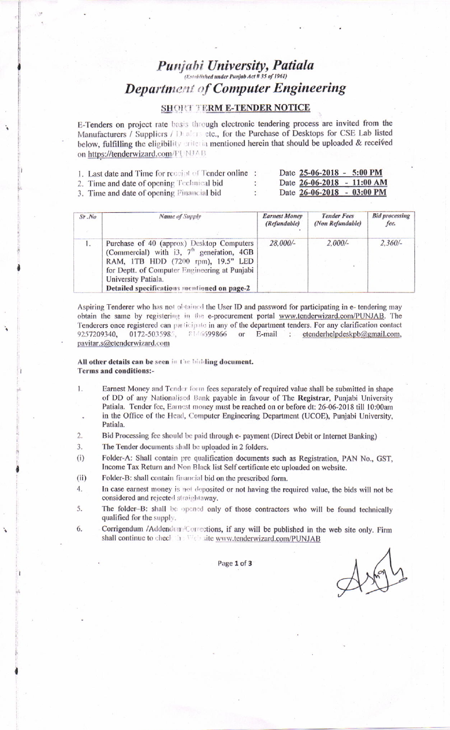# *Punjabi University, Patiala*

*(Established under Punjab Act # 35 of 1961)*

## *Department of Computer Engineering*

**SHORT TERM E-TENDER NOTICE**

E-Tenders on project rate basis through electronic tendering process are invited from the Manufacturers / Suppliers / Dealers etc., for the Purchase of Desktops for CSE Lab listed below, fulfilling the eligibility criteria mentioned herein that should be uploaded & received on https://tenderwizard.com/PUNJAB

1. Last date and Time for receipt of Tender online : Date **25-06-2018 - 5:00 PM**
2. Time and date of opening Technical bid : Date **26-06-2018 - 11:00 AM**
3. Time and date of opening Financial bid : Date **26-06-2018 - 03:00 PM**

| *Sr.No* | *Name of Supply* | *Earnest Money (Refundable)* | *Tender Fees (Non Refundable)* | *Bid processing fee.* |
|---|---|---|---|---|
| 1. | Purchase of 40 (approx) Desktop Computers (Commercial) with i3, 7th generation, 4GB RAM, 1TB HDD (7200 rpm), 19.5" LED for Deptt. of Computer Engineering at Punjabi University Patiala. **Detailed specifications mentioned on page-2** | *28,000/-* | *2,000/-* | *2,360/-* |

Aspiring Tenderer who has not obtained the User ID and password for participating in e- tendering may obtain the same by registering in the e-procurement portal www.tenderwizard.com/PUNJAB. The Tenderers once registered can participate in any of the department tenders. For any clarification contact 9257209340, 0172-5035985, 8146699866 or E-mail : etenderhelpdeskpb@gmail.com, pavitar.s@etenderwizard.com

**All other details can be seen in the bidding document.**
**Terms and conditions:-**

1. Earnest Money and Tender form fees separately of required value shall be submitted in shape of DD of any Nationalised Bank payable in favour of The **Registrar**, Punjabi University Patiala. Tender fee, Earnest money must be reached on or before dt: 26-06-2018 till 10:00am in the Office of the Head, Computer Engineering Department (UCOE), Punjabi University, Patiala.
2. Bid Processing fee should be paid through e- payment (Direct Debit or Internet Banking)
3. The Tender documents shall be uploaded in 2 folders.
   (i) Folder-A: Shall contain pre qualification documents such as Registration, PAN No., GST, Income Tax Return and Non Black list Self certificate etc uploaded on website.
   (ii) Folder-B: shall contain financial bid on the prescribed form.
4. In case earnest money is not deposited or not having the required value, the bids will not be considered and rejected straightaway.
5. The folder–B: shall be opened only of those contractors who will be found technically qualified for the supply.
6. Corrigendum /Addendum/Corrections, if any will be published in the web site only. Firm shall continue to check the Web site www.tenderwizard.com/PUNJAB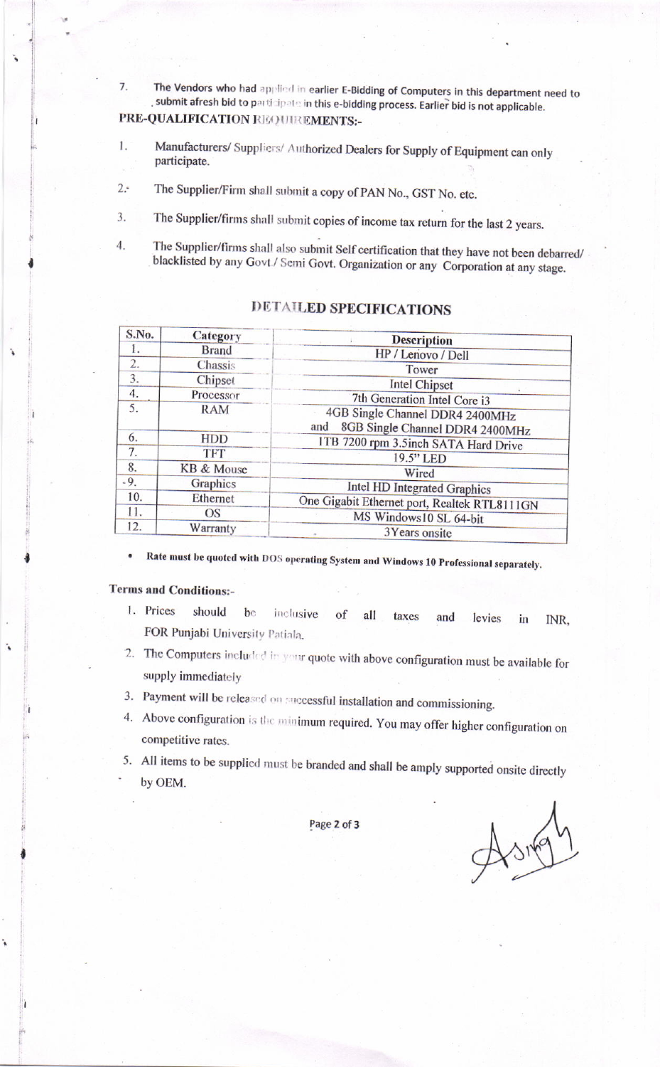7. The Vendors who had applied in earlier E-Bidding of Computers in this department need to submit afresh bid to participate in this e-bidding process. Earlier bid is not applicable.

**PRE-QUALIFICATION REQUIREMENTS:-**

1. Manufacturers/ Suppliers/ Authorized Dealers for Supply of Equipment can only participate.
2. The Supplier/Firm shall submit a copy of PAN No., GST No. etc.
3. The Supplier/firms shall submit copies of income tax return for the last 2 years.
4. The Supplier/firms shall also submit Self certification that they have not been debarred/ blacklisted by any Govt / Semi Govt. Organization or any Corporation at any stage.

## DETAILED SPECIFICATIONS

| S.No. | Category | Description |
|---|---|---|
| 1. | Brand | HP / Lenovo / Dell |
| 2. | Chassis | Tower |
| 3. | Chipset | Intel Chipset |
| 4. | Processor | 7th Generation Intel Core i3 |
| 5. | RAM | 4GB Single Channel DDR4 2400MHz and 8GB Single Channel DDR4 2400MHz |
| 6. | HDD | 1TB 7200 rpm 3.5inch SATA Hard Drive |
| 7. | TFT | 19.5" LED |
| 8. | KB & Mouse | Wired |
| 9. | Graphics | Intel HD Integrated Graphics |
| 10. | Ethernet | One Gigabit Ethernet port, Realtek RTL8111GN |
| 11. | OS | MS Windows10 SL 64-bit |
| 12. | Warranty | 3Years onsite |

- **Rate must be quoted with DOS operating System and Windows 10 Professional separately.**

**Terms and Conditions:-**

1. Prices should be inclusive of all taxes and levies in INR, FOR Punjabi University Patiala.
2. The Computers included in your quote with above configuration must be available for supply immediately
3. Payment will be released on successful installation and commissioning.
4. Above configuration is the minimum required. You may offer higher configuration on competitive rates.
5. All items to be supplied must be branded and shall be amply supported onsite directly by OEM.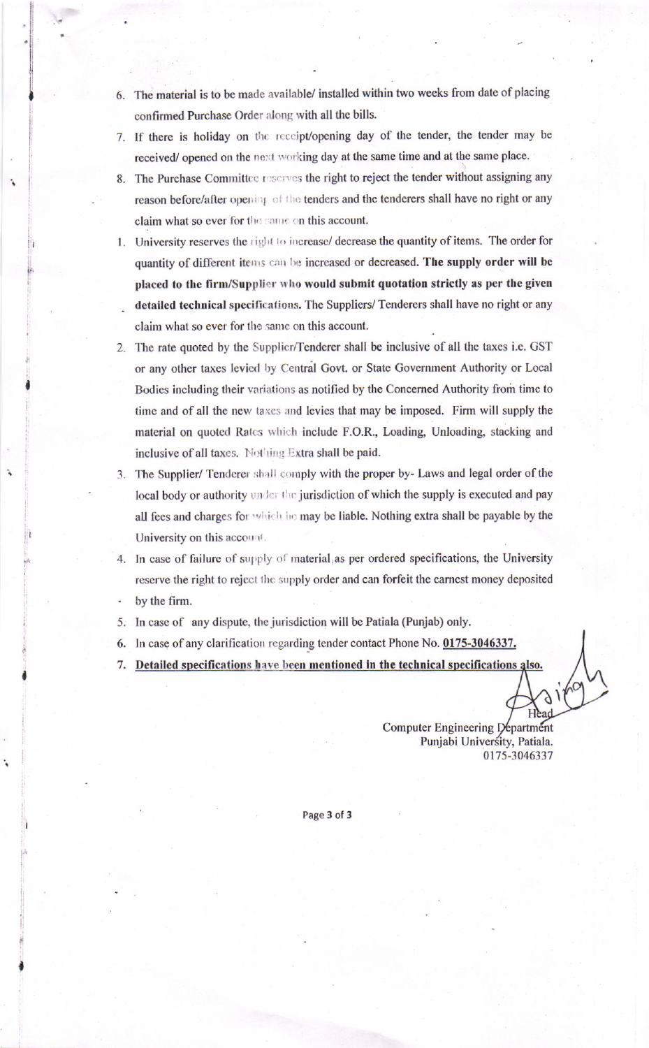6. The material is to be made available/ installed within two weeks from date of placing confirmed Purchase Order along with all the bills.
7. If there is holiday on the receipt/opening day of the tender, the tender may be received/ opened on the next working day at the same time and at the same place.
8. The Purchase Committee reserves the right to reject the tender without assigning any reason before/after opening of the tenders and the tenderers shall have no right or any claim what so ever for the same on this account.

1. University reserves the right to increase/ decrease the quantity of items. The order for quantity of different items can be increased or decreased. **The supply order will be placed to the firm/Supplier who would submit quotation strictly as per the given detailed technical specifications.** The Suppliers/ Tenderers shall have no right or any claim what so ever for the same on this account.
2. The rate quoted by the Supplier/Tenderer shall be inclusive of all the taxes i.e. GST or any other taxes levied by Central Govt. or State Government Authority or Local Bodies including their variations as notified by the Concerned Authority from time to time and of all the new taxes and levies that may be imposed. Firm will supply the material on quoted Rates which include F.O.R., Loading, Unloading, stacking and inclusive of all taxes. Nothing Extra shall be paid.
3. The Supplier/ Tenderer shall comply with the proper by- Laws and legal order of the local body or authority under the jurisdiction of which the supply is executed and pay all fees and charges for which he may be liable. Nothing extra shall be payable by the University on this account.
4. In case of failure of supply of material as per ordered specifications, the University reserve the right to reject the supply order and can forfeit the earnest money deposited by the firm.
5. In case of any dispute, the jurisdiction will be Patiala (Punjab) only.
6. In case of any clarification regarding tender contact Phone No. **0175-3046337.**
7. **Detailed specifications have been mentioned in the technical specifications also.**

Head
Computer Engineering Department
Punjabi University, Patiala.
0175-3046337